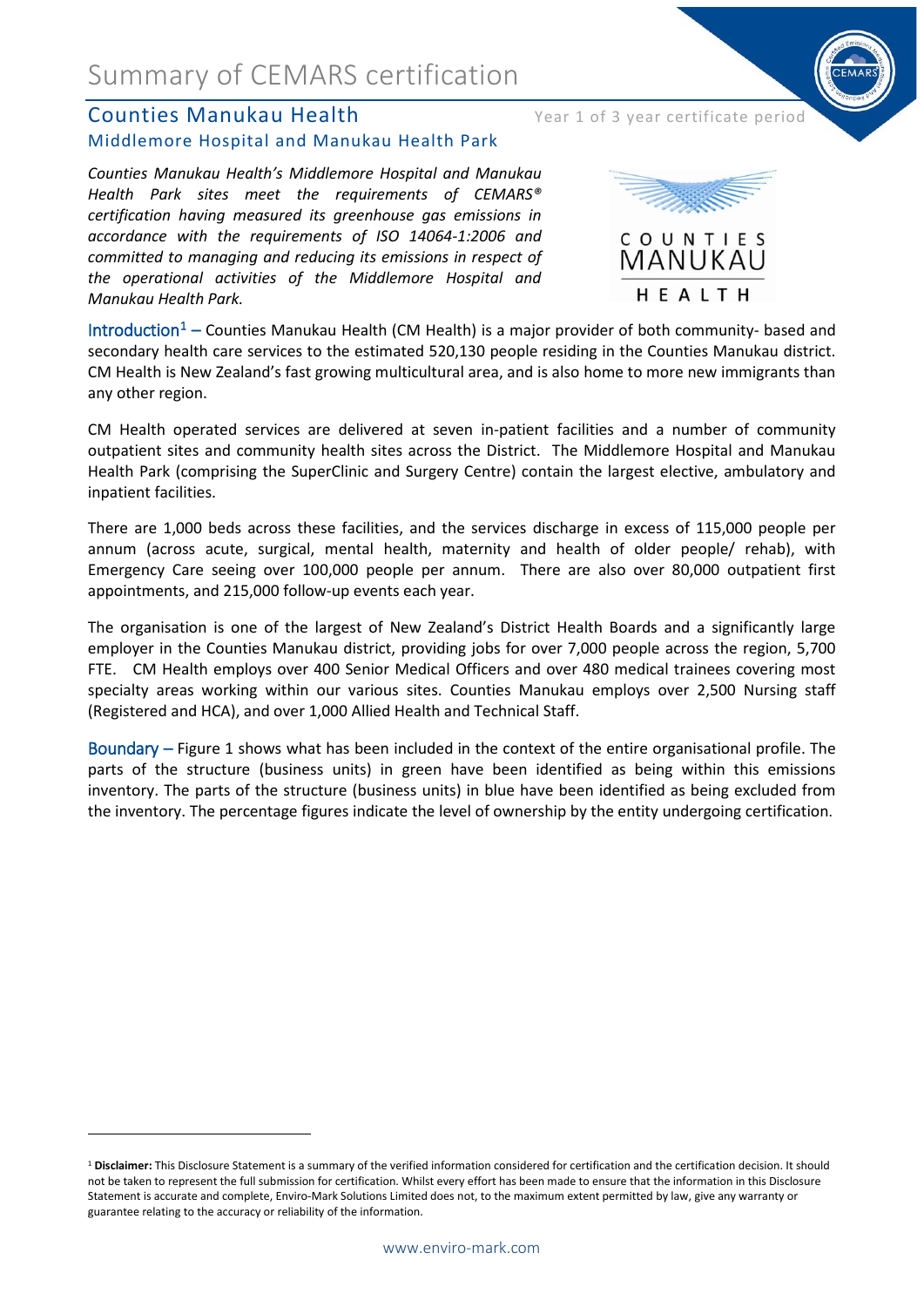# Summary of CEMARS certification

## Counties Manukau Health

Year 1 of 3 year certificate period

### Middlemore Hospital and Manukau Health Park

*Counties Manukau Health's Middlemore Hospital and Manukau Health Park sites meet the requirements of CEMARS® certification having measured its greenhouse gas emissions in accordance with the requirements of ISO 14064-1:2006 and committed to managing and reducing its emissions in respect of the operational activities of the Middlemore Hospital and Manukau Health Park.*

Introduction[1] – Counties Manukau Health (CM Health) is a major provider of both community- based and secondary health care services to the estimated 520,130 people residing in the Counties Manukau district. CM Health is New Zealand's fast growing multicultural area, and is also home to more new immigrants than any other region.

CM Health operated services are delivered at seven in-patient facilities and a number of community outpatient sites and community health sites across the District. The Middlemore Hospital and Manukau Health Park (comprising the SuperClinic and Surgery Centre) contain the largest elective, ambulatory and inpatient facilities.

There are 1,000 beds across these facilities, and the services discharge in excess of 115,000 people per annum (across acute, surgical, mental health, maternity and health of older people/ rehab), with Emergency Care seeing over 100,000 people per annum. There are also over 80,000 outpatient first appointments, and 215,000 follow-up events each year.

The organisation is one of the largest of New Zealand's District Health Boards and a significantly large employer in the Counties Manukau district, providing jobs for over 7,000 people across the region, 5,700 FTE. CM Health employs over 400 Senior Medical Officers and over 480 medical trainees covering most specialty areas working within our various sites. Counties Manukau employs over 2,500 Nursing staff (Registered and HCA), and over 1,000 Allied Health and Technical Staff.

Boundary – Figure 1 shows what has been included in the context of the entire organisational profile. The parts of the structure (business units) in green have been identified as being within this emissions inventory. The parts of the structure (business units) in blue have been identified as being excluded from the inventory. The percentage figures indicate the level of ownership by the entity undergoing certification.

[1] **Disclaimer:** This Disclosure Statement is a summary of the verified information considered for certification and the certification decision. It should not be taken to represent the full submission for certification. Whilst every effort has been made to ensure that the information in this Disclosure Statement is accurate and complete, Enviro-Mark Solutions Limited does not, to the maximum extent permitted by law, give any warranty or guarantee relating to the accuracy or reliability of the information.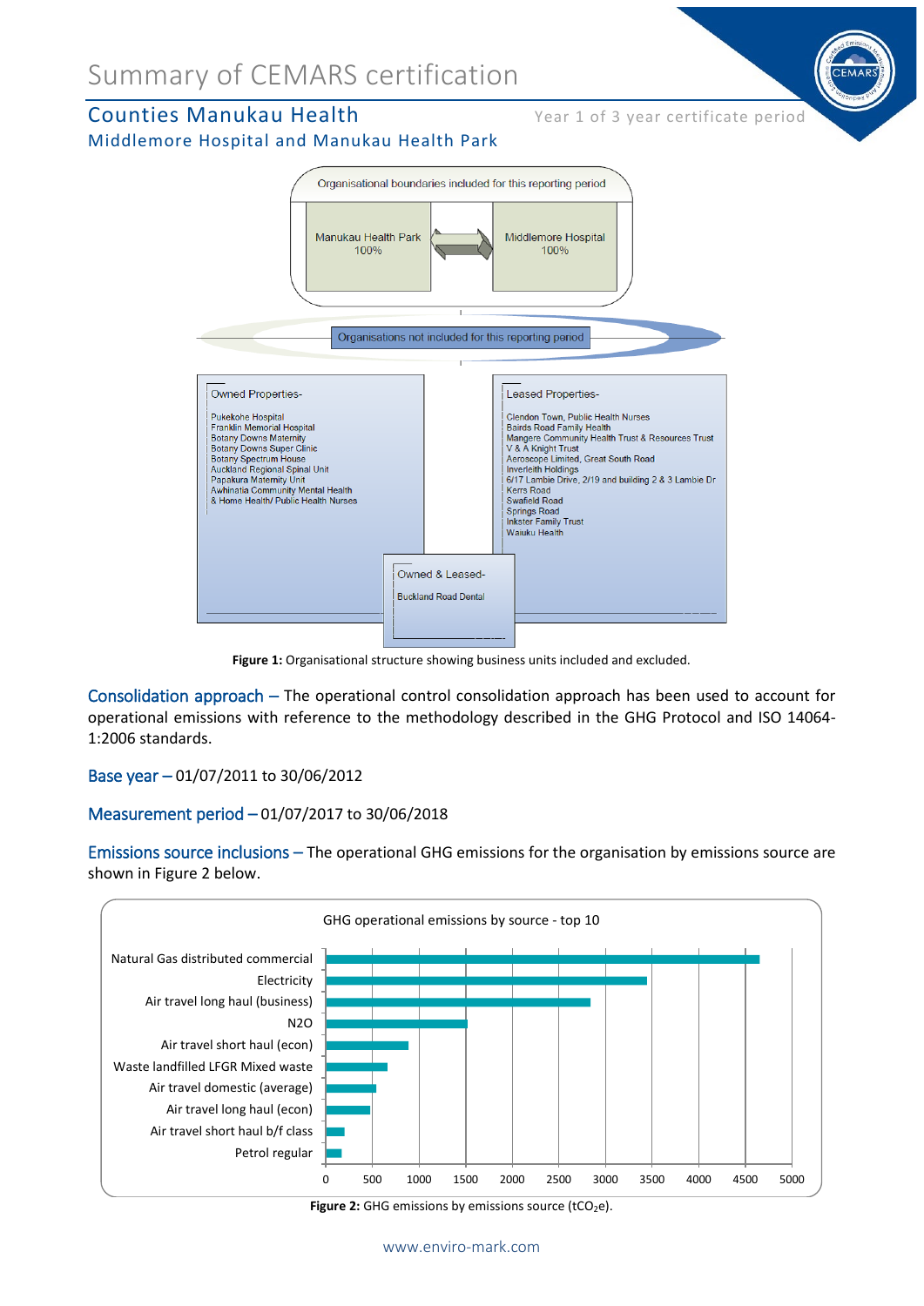# Summary of CEMARS certification

## Counties Manukau Health

Year 1 of 3 year certificate period

### Middlemore Hospital and Manukau Health Park

Organisational boundaries included for this reporting period

- Manukau Health Park 100%
- Middlemore Hospital 100%

Organisations not included for this reporting period

**Owned Properties-**

- Pukekohe Hospital
- Franklin Memorial Hospital
- Botany Downs Maternity
- Botany Downs Super Clinic
- Botany Spectrum House
- Auckland Regional Spinal Unit
- Papakura Maternity Unit
- Awhinatia Community Mental Health
- & Home Health/ Public Health Nurses

**Leased Properties-**

- Clendon Town, Public Health Nurses
- Bairds Road Family Health
- Mangere Community Health Trust & Resources Trust
- V & A Knight Trust
- Aeroscope Limited, Great South Road
- Inverleith Holdings
- 6/17 Lambie Drive, 2/19 and building 2 & 3 Lambie Dr
- Kerrs Road
- Swafield Road
- Springs Road
- Inkster Family Trust
- Waiuku Health

**Owned & Leased-**

- Buckland Road Dental

**Figure 1:** Organisational structure showing business units included and excluded.

Consolidation approach – The operational control consolidation approach has been used to account for operational emissions with reference to the methodology described in the GHG Protocol and ISO 14064-1:2006 standards.

Base year – 01/07/2011 to 30/06/2012

Measurement period – 01/07/2017 to 30/06/2018

Emissions source inclusions – The operational GHG emissions for the organisation by emissions source are shown in Figure 2 below.

GHG operational emissions by source - top 10

| Emissions source | Approx. $tCO_2e$ |
|---|---|
| Natural Gas distributed commercial | ~4650 |
| Electricity | ~3450 |
| Air travel long haul (business) | ~2850 |
| N2O | ~1500 |
| Air travel short haul (econ) | ~900 |
| Waste landfilled LFGR Mixed waste | ~650 |
| Air travel domestic (average) | ~550 |
| Air travel long haul (econ) | ~500 |
| Air travel short haul b/f class | ~200 |
| Petrol regular | ~180 |

**Figure 2:** GHG emissions by emissions source ($tCO_2e$).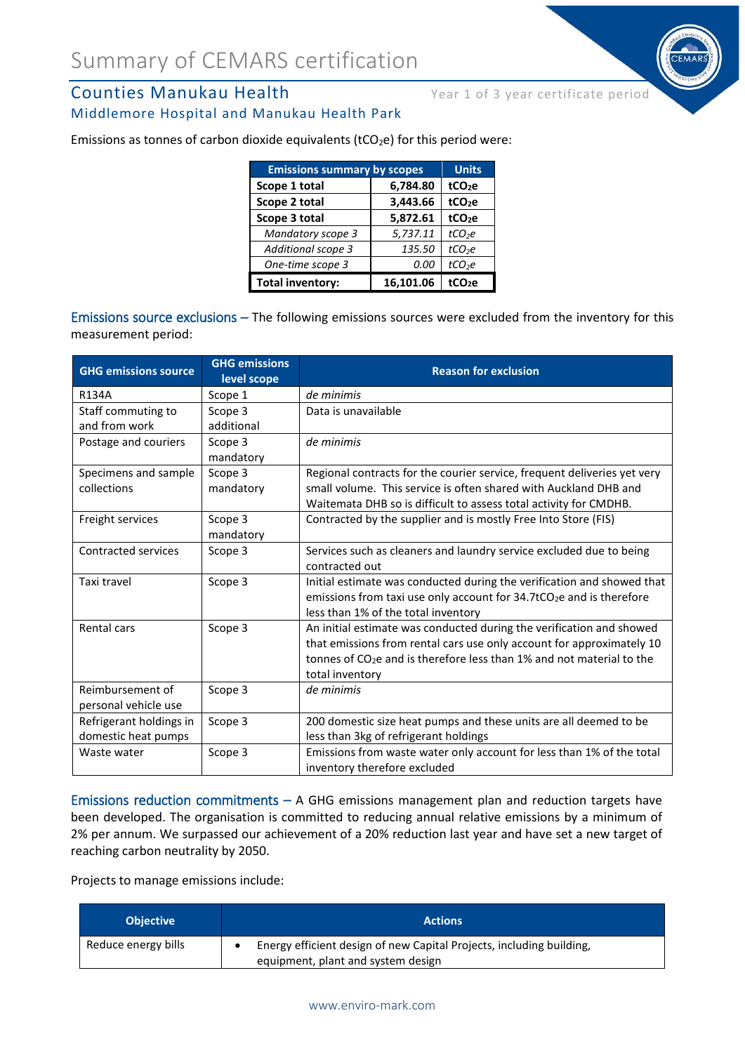# Summary of CEMARS certification

## Counties Manukau Health

Year 1 of 3 year certificate period

### Middlemore Hospital and Manukau Health Park

Emissions as tonnes of carbon dioxide equivalents ($tCO_2e$) for this period were:

| Emissions summary by scopes | | Units |
|---|---|---|
| **Scope 1 total** | **6,784.80** | **$tCO_2e$** |
| **Scope 2 total** | **3,443.66** | **$tCO_2e$** |
| **Scope 3 total** | **5,872.61** | **$tCO_2e$** |
| *Mandatory scope 3* | *5,737.11* | *$tCO_2e$* |
| *Additional scope 3* | *135.50* | *$tCO_2e$* |
| *One-time scope 3* | *0.00* | *$tCO_2e$* |
| **Total inventory:** | **16,101.06** | **$tCO_2e$** |

Emissions source exclusions – The following emissions sources were excluded from the inventory for this measurement period:

| GHG emissions source | GHG emissions level scope | Reason for exclusion |
|---|---|---|
| R134A | Scope 1 | *de minimis* |
| Staff commuting to and from work | Scope 3 additional | Data is unavailable |
| Postage and couriers | Scope 3 mandatory | *de minimis* |
| Specimens and sample collections | Scope 3 mandatory | Regional contracts for the courier service, frequent deliveries yet very small volume. This service is often shared with Auckland DHB and Waitemata DHB so is difficult to assess total activity for CMDHB. |
| Freight services | Scope 3 mandatory | Contracted by the supplier and is mostly Free Into Store (FIS) |
| Contracted services | Scope 3 | Services such as cleaners and laundry service excluded due to being contracted out |
| Taxi travel | Scope 3 | Initial estimate was conducted during the verification and showed that emissions from taxi use only account for 34.7$tCO_2e$ and is therefore less than 1% of the total inventory |
| Rental cars | Scope 3 | An initial estimate was conducted during the verification and showed that emissions from rental cars use only account for approximately 10 tonnes of $CO_2e$ and is therefore less than 1% and not material to the total inventory |
| Reimbursement of personal vehicle use | Scope 3 | *de minimis* |
| Refrigerant holdings in domestic heat pumps | Scope 3 | 200 domestic size heat pumps and these units are all deemed to be less than 3kg of refrigerant holdings |
| Waste water | Scope 3 | Emissions from waste water only account for less than 1% of the total inventory therefore excluded |

Emissions reduction commitments – A GHG emissions management plan and reduction targets have been developed. The organisation is committed to reducing annual relative emissions by a minimum of 2% per annum. We surpassed our achievement of a 20% reduction last year and have set a new target of reaching carbon neutrality by 2050.

Projects to manage emissions include:

| Objective | Actions |
|---|---|
| Reduce energy bills | • Energy efficient design of new Capital Projects, including building, equipment, plant and system design |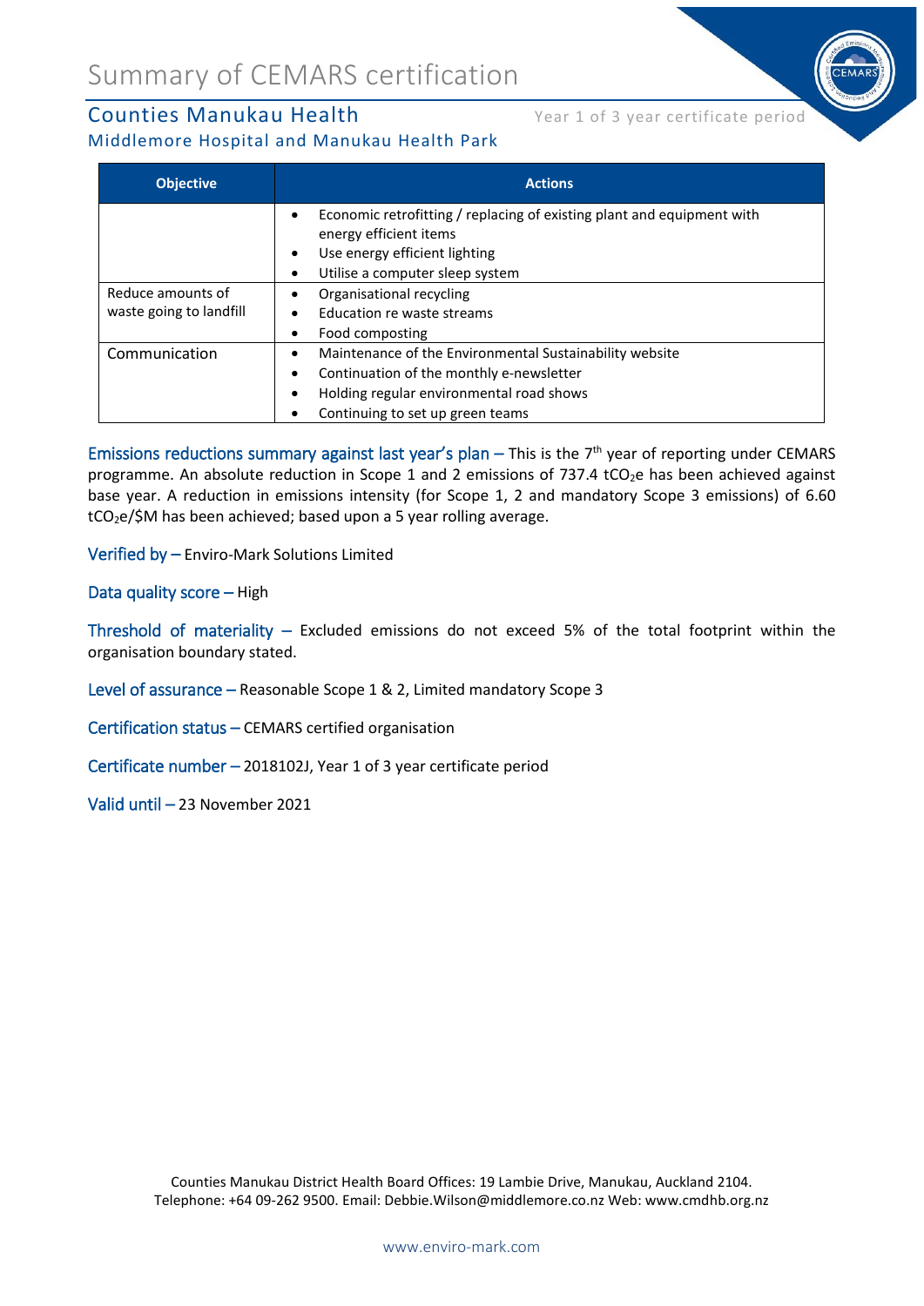# Summary of CEMARS certification

## Counties Manukau Health

### Middlemore Hospital and Manukau Health Park

Year 1 of 3 year certificate period

| Objective | Actions |
|---|---|
| | • Economic retrofitting / replacing of existing plant and equipment with energy efficient items<br>• Use energy efficient lighting<br>• Utilise a computer sleep system |
| Reduce amounts of waste going to landfill | • Organisational recycling<br>• Education re waste streams<br>• Food composting |
| Communication | • Maintenance of the Environmental Sustainability website<br>• Continuation of the monthly e-newsletter<br>• Holding regular environmental road shows<br>• Continuing to set up green teams |

**Emissions reductions summary against last year's plan –** This is the 7th year of reporting under CEMARS programme. An absolute reduction in Scope 1 and 2 emissions of 737.4 $tCO_2e$ has been achieved against base year. A reduction in emissions intensity (for Scope 1, 2 and mandatory Scope 3 emissions) of 6.60 $tCO_2e$/$M has been achieved; based upon a 5 year rolling average.

**Verified by –** Enviro-Mark Solutions Limited

**Data quality score –** High

**Threshold of materiality –** Excluded emissions do not exceed 5% of the total footprint within the organisation boundary stated.

**Level of assurance –** Reasonable Scope 1 & 2, Limited mandatory Scope 3

**Certification status –** CEMARS certified organisation

**Certificate number –** 2018102J, Year 1 of 3 year certificate period

**Valid until –** 23 November 2021

Counties Manukau District Health Board Offices: 19 Lambie Drive, Manukau, Auckland 2104.
Telephone: +64 09-262 9500. Email: Debbie.Wilson@middlemore.co.nz Web: www.cmdhb.org.nz